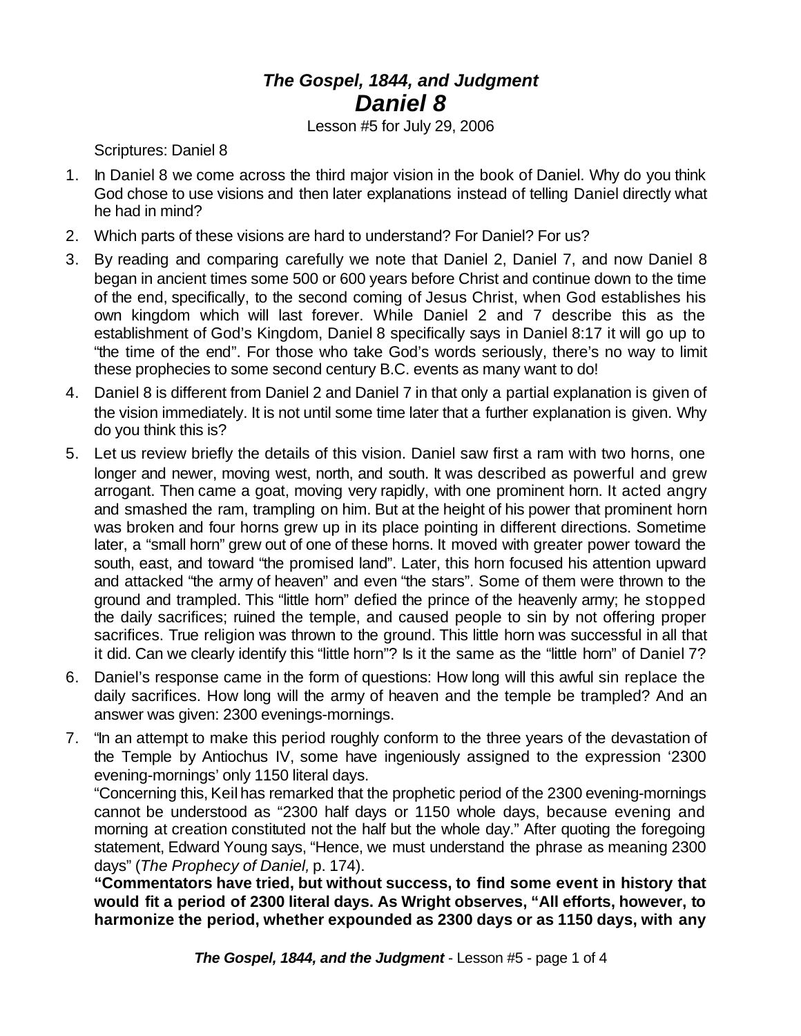# *The Gospel, 1844, and Judgment*
# *Daniel 8*

Lesson #5 for July 29, 2006

Scriptures: Daniel 8

1. In Daniel 8 we come across the third major vision in the book of Daniel. Why do you think God chose to use visions and then later explanations instead of telling Daniel directly what he had in mind?
2. Which parts of these visions are hard to understand? For Daniel? For us?
3. By reading and comparing carefully we note that Daniel 2, Daniel 7, and now Daniel 8 began in ancient times some 500 or 600 years before Christ and continue down to the time of the end, specifically, to the second coming of Jesus Christ, when God establishes his own kingdom which will last forever. While Daniel 2 and 7 describe this as the establishment of God's Kingdom, Daniel 8 specifically says in Daniel 8:17 it will go up to "the time of the end". For those who take God's words seriously, there's no way to limit these prophecies to some second century B.C. events as many want to do!
4. Daniel 8 is different from Daniel 2 and Daniel 7 in that only a partial explanation is given of the vision immediately. It is not until some time later that a further explanation is given. Why do you think this is?
5. Let us review briefly the details of this vision. Daniel saw first a ram with two horns, one longer and newer, moving west, north, and south. It was described as powerful and grew arrogant. Then came a goat, moving very rapidly, with one prominent horn. It acted angry and smashed the ram, trampling on him. But at the height of his power that prominent horn was broken and four horns grew up in its place pointing in different directions. Sometime later, a "small horn" grew out of one of these horns. It moved with greater power toward the south, east, and toward "the promised land". Later, this horn focused his attention upward and attacked "the army of heaven" and even "the stars". Some of them were thrown to the ground and trampled. This "little horn" defied the prince of the heavenly army; he stopped the daily sacrifices; ruined the temple, and caused people to sin by not offering proper sacrifices. True religion was thrown to the ground. This little horn was successful in all that it did. Can we clearly identify this "little horn"? Is it the same as the "little horn" of Daniel 7?
6. Daniel's response came in the form of questions: How long will this awful sin replace the daily sacrifices. How long will the army of heaven and the temple be trampled? And an answer was given: 2300 evenings-mornings.
7. "In an attempt to make this period roughly conform to the three years of the devastation of the Temple by Antiochus IV, some have ingeniously assigned to the expression '2300 evening-mornings' only 1150 literal days.

   "Concerning this, Keil has remarked that the prophetic period of the 2300 evening-mornings cannot be understood as "2300 half days or 1150 whole days, because evening and morning at creation constituted not the half but the whole day." After quoting the foregoing statement, Edward Young says, "Hence, we must understand the phrase as meaning 2300 days" (*The Prophecy of Daniel,* p. 174).

   **"Commentators have tried, but without success, to find some event in history that would fit a period of 2300 literal days. As Wright observes, "All efforts, however, to harmonize the period, whether expounded as 2300 days or as 1150 days, with any**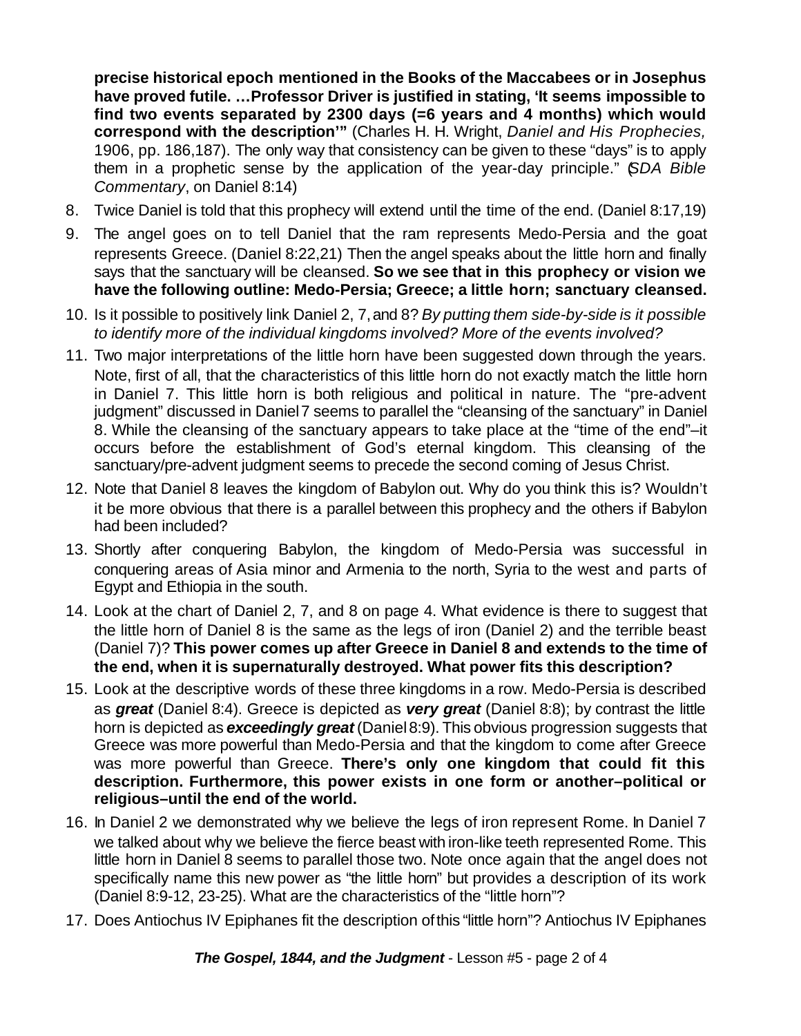**precise historical epoch mentioned in the Books of the Maccabees or in Josephus have proved futile. …Professor Driver is justified in stating, 'It seems impossible to find two events separated by 2300 days (=6 years and 4 months) which would correspond with the description'"** (Charles H. H. Wright, *Daniel and His Prophecies,* 1906, pp. 186,187). The only way that consistency can be given to these "days" is to apply them in a prophetic sense by the application of the year-day principle." (*SDA Bible Commentary*, on Daniel 8:14)

8. Twice Daniel is told that this prophecy will extend until the time of the end. (Daniel 8:17,19)
9. The angel goes on to tell Daniel that the ram represents Medo-Persia and the goat represents Greece. (Daniel 8:22,21) Then the angel speaks about the little horn and finally says that the sanctuary will be cleansed. **So we see that in this prophecy or vision we have the following outline: Medo-Persia; Greece; a little horn; sanctuary cleansed.**
10. Is it possible to positively link Daniel 2, 7, and 8? *By putting them side-by-side is it possible to identify more of the individual kingdoms involved? More of the events involved?*
11. Two major interpretations of the little horn have been suggested down through the years. Note, first of all, that the characteristics of this little horn do not exactly match the little horn in Daniel 7. This little horn is both religious and political in nature. The "pre-advent judgment" discussed in Daniel 7 seems to parallel the "cleansing of the sanctuary" in Daniel 8. While the cleansing of the sanctuary appears to take place at the "time of the end"–it occurs before the establishment of God's eternal kingdom. This cleansing of the sanctuary/pre-advent judgment seems to precede the second coming of Jesus Christ.
12. Note that Daniel 8 leaves the kingdom of Babylon out. Why do you think this is? Wouldn't it be more obvious that there is a parallel between this prophecy and the others if Babylon had been included?
13. Shortly after conquering Babylon, the kingdom of Medo-Persia was successful in conquering areas of Asia minor and Armenia to the north, Syria to the west and parts of Egypt and Ethiopia in the south.
14. Look at the chart of Daniel 2, 7, and 8 on page 4. What evidence is there to suggest that the little horn of Daniel 8 is the same as the legs of iron (Daniel 2) and the terrible beast (Daniel 7)? **This power comes up after Greece in Daniel 8 and extends to the time of the end, when it is supernaturally destroyed. What power fits this description?**
15. Look at the descriptive words of these three kingdoms in a row. Medo-Persia is described as ***great*** (Daniel 8:4). Greece is depicted as ***very great*** (Daniel 8:8); by contrast the little horn is depicted as ***exceedingly great*** (Daniel 8:9). This obvious progression suggests that Greece was more powerful than Medo-Persia and that the kingdom to come after Greece was more powerful than Greece. **There's only one kingdom that could fit this description. Furthermore, this power exists in one form or another–political or religious–until the end of the world.**
16. In Daniel 2 we demonstrated why we believe the legs of iron represent Rome. In Daniel 7 we talked about why we believe the fierce beast with iron-like teeth represented Rome. This little horn in Daniel 8 seems to parallel those two. Note once again that the angel does not specifically name this new power as "the little horn" but provides a description of its work (Daniel 8:9-12, 23-25). What are the characteristics of the "little horn"?
17. Does Antiochus IV Epiphanes fit the description of this "little horn"? Antiochus IV Epiphanes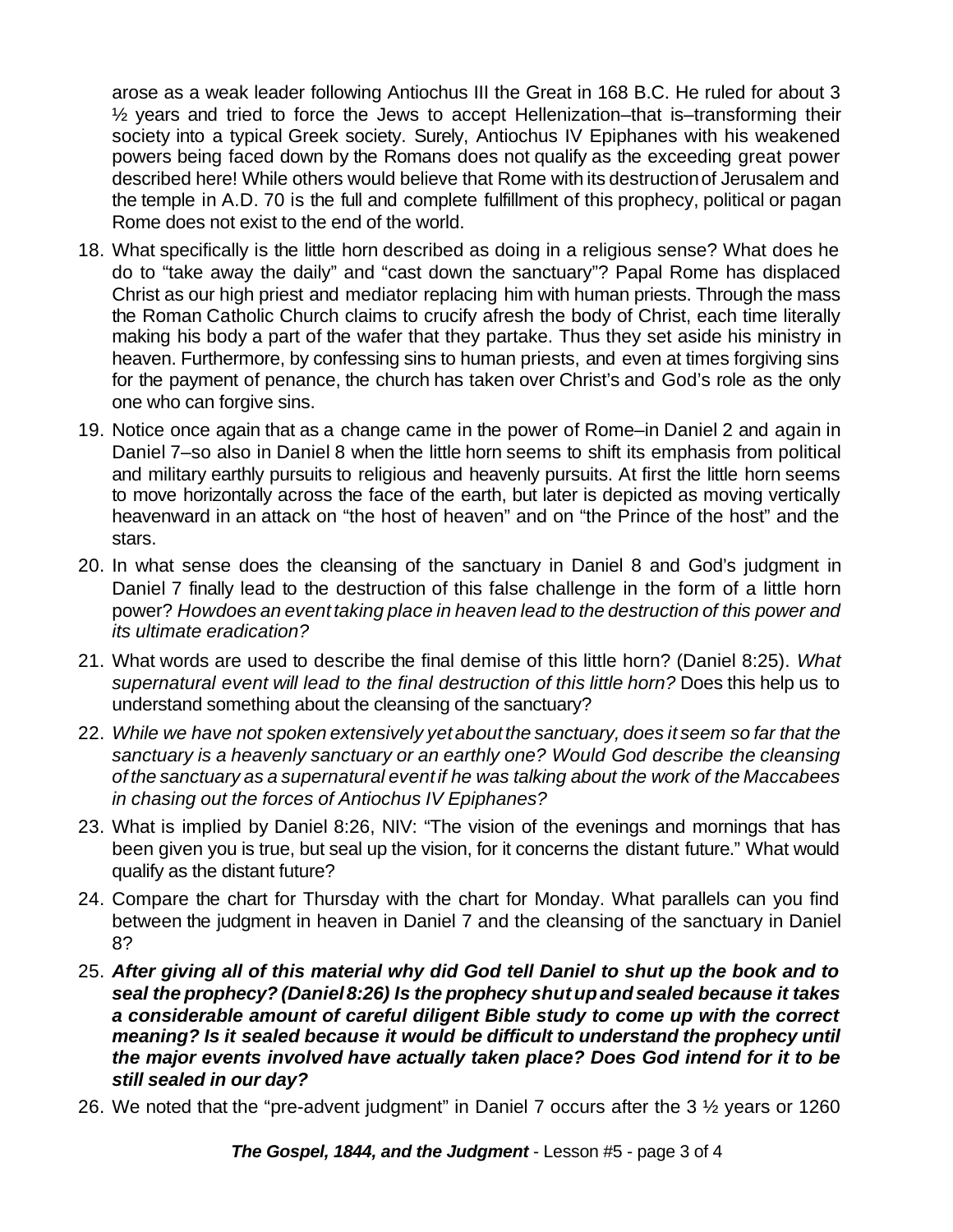arose as a weak leader following Antiochus III the Great in 168 B.C. He ruled for about 3 ½ years and tried to force the Jews to accept Hellenization–that is–transforming their society into a typical Greek society. Surely, Antiochus IV Epiphanes with his weakened powers being faced down by the Romans does not qualify as the exceeding great power described here! While others would believe that Rome with its destruction of Jerusalem and the temple in A.D. 70 is the full and complete fulfillment of this prophecy, political or pagan Rome does not exist to the end of the world.

18. What specifically is the little horn described as doing in a religious sense? What does he do to "take away the daily" and "cast down the sanctuary"? Papal Rome has displaced Christ as our high priest and mediator replacing him with human priests. Through the mass the Roman Catholic Church claims to crucify afresh the body of Christ, each time literally making his body a part of the wafer that they partake. Thus they set aside his ministry in heaven. Furthermore, by confessing sins to human priests, and even at times forgiving sins for the payment of penance, the church has taken over Christ's and God's role as the only one who can forgive sins.
19. Notice once again that as a change came in the power of Rome–in Daniel 2 and again in Daniel 7–so also in Daniel 8 when the little horn seems to shift its emphasis from political and military earthly pursuits to religious and heavenly pursuits. At first the little horn seems to move horizontally across the face of the earth, but later is depicted as moving vertically heavenward in an attack on "the host of heaven" and on "the Prince of the host" and the stars.
20. In what sense does the cleansing of the sanctuary in Daniel 8 and God's judgment in Daniel 7 finally lead to the destruction of this false challenge in the form of a little horn power? *How does an event taking place in heaven lead to the destruction of this power and its ultimate eradication?*
21. What words are used to describe the final demise of this little horn? (Daniel 8:25). *What supernatural event will lead to the final destruction of this little horn?* Does this help us to understand something about the cleansing of the sanctuary?
22. *While we have not spoken extensively yet about the sanctuary, does it seem so far that the sanctuary is a heavenly sanctuary or an earthly one? Would God describe the cleansing of the sanctuary as a supernatural event if he was talking about the work of the Maccabees in chasing out the forces of Antiochus IV Epiphanes?*
23. What is implied by Daniel 8:26, NIV: "The vision of the evenings and mornings that has been given you is true, but seal up the vision, for it concerns the distant future." What would qualify as the distant future?
24. Compare the chart for Thursday with the chart for Monday. What parallels can you find between the judgment in heaven in Daniel 7 and the cleansing of the sanctuary in Daniel 8?
25. ***After giving all of this material why did God tell Daniel to shut up the book and to seal the prophecy? (Daniel 8:26) Is the prophecy shut up and sealed because it takes a considerable amount of careful diligent Bible study to come up with the correct meaning? Is it sealed because it would be difficult to understand the prophecy until the major events involved have actually taken place? Does God intend for it to be still sealed in our day?***
26. We noted that the "pre-advent judgment" in Daniel 7 occurs after the 3 ½ years or 1260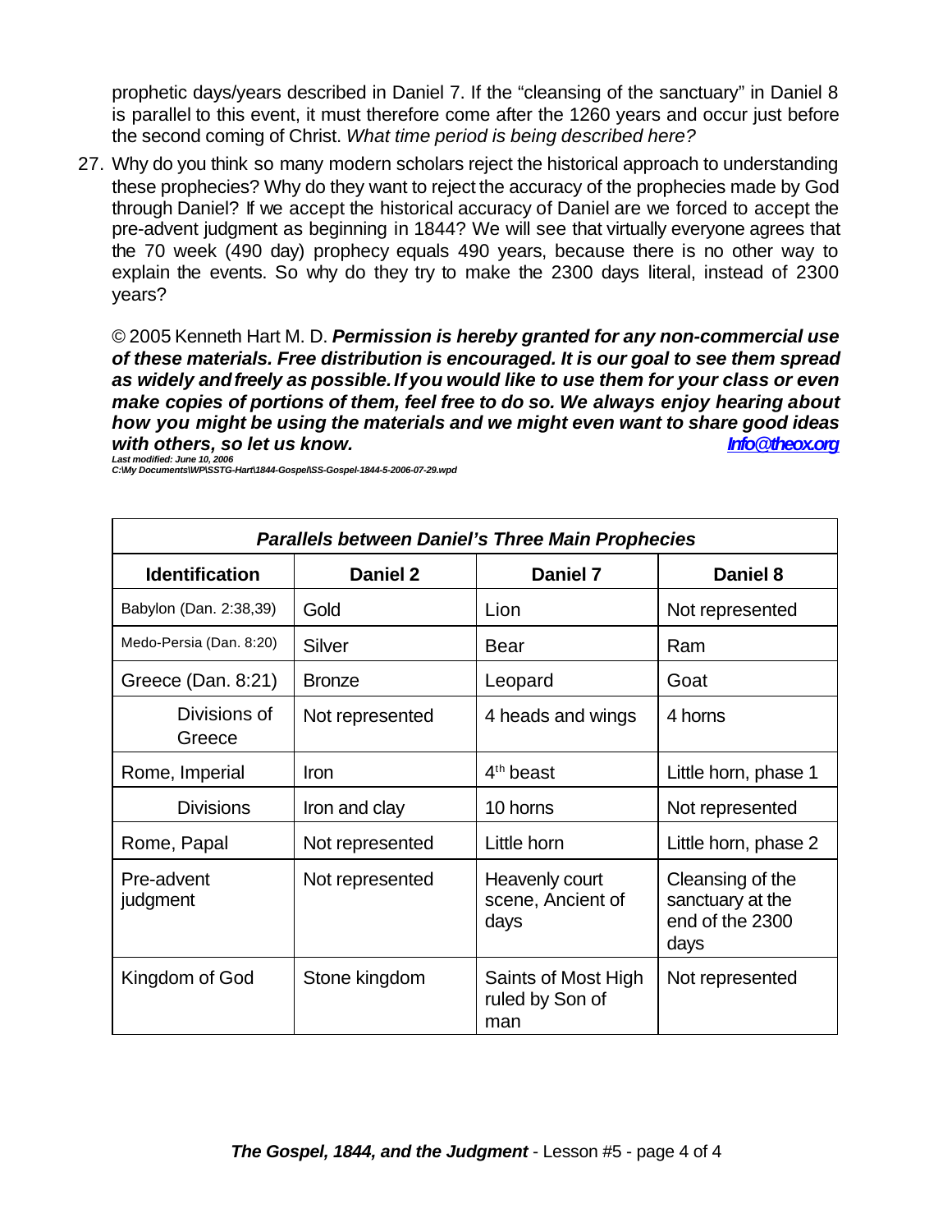prophetic days/years described in Daniel 7. If the "cleansing of the sanctuary" in Daniel 8 is parallel to this event, it must therefore come after the 1260 years and occur just before the second coming of Christ. *What time period is being described here?*

27. Why do you think so many modern scholars reject the historical approach to understanding these prophecies? Why do they want to reject the accuracy of the prophecies made by God through Daniel? If we accept the historical accuracy of Daniel are we forced to accept the pre-advent judgment as beginning in 1844? We will see that virtually everyone agrees that the 70 week (490 day) prophecy equals 490 years, because there is no other way to explain the events. So why do they try to make the 2300 days literal, instead of 2300 years?

© 2005 Kenneth Hart M. D. ***Permission is hereby granted for any non-commercial use of these materials. Free distribution is encouraged. It is our goal to see them spread as widely and freely as possible. If you would like to use them for your class or even make copies of portions of them, feel free to do so. We always enjoy hearing about how you might be using the materials and we might even want to share good ideas with others, so let us know.*** ***Info@theox.org***

***Last modified: June 10, 2006***
***C:\My Documents\WP\SSTG-Hart\1844-Gospel\SS-Gospel-1844-5-2006-07-29.wpd***

***Parallels between Daniel's Three Main Prophecies***

| Identification | Daniel 2 | Daniel 7 | Daniel 8 |
|---|---|---|---|
| Babylon (Dan. 2:38,39) | Gold | Lion | Not represented |
| Medo-Persia (Dan. 8:20) | Silver | Bear | Ram |
| Greece (Dan. 8:21) | Bronze | Leopard | Goat |
| Divisions of Greece | Not represented | 4 heads and wings | 4 horns |
| Rome, Imperial | Iron | 4th beast | Little horn, phase 1 |
| Divisions | Iron and clay | 10 horns | Not represented |
| Rome, Papal | Not represented | Little horn | Little horn, phase 2 |
| Pre-advent judgment | Not represented | Heavenly court scene, Ancient of days | Cleansing of the sanctuary at the end of the 2300 days |
| Kingdom of God | Stone kingdom | Saints of Most High ruled by Son of man | Not represented |